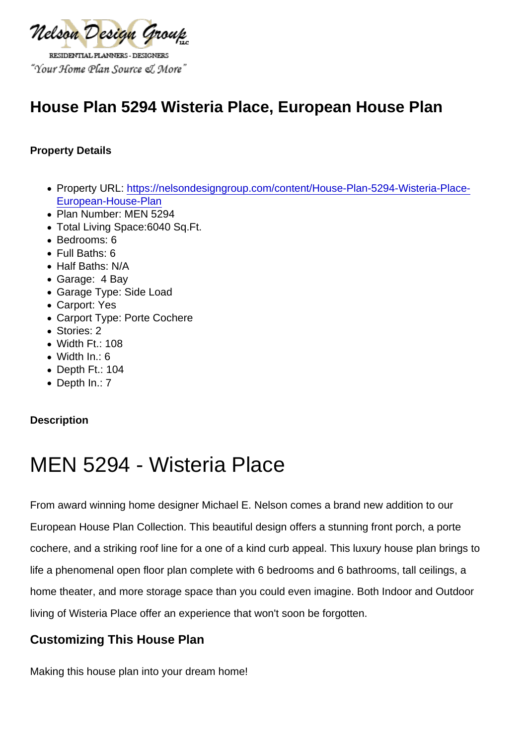# House Plan 5294 Wisteria Place, European House Plan

**Property Details**

- Property URL: [https://nelsondesigngroup.com/content/House-Plan-5294-Wisteria-Place-European-House-Plan](https://nelsondesigngroup.com/content/House-Plan-5294-Wisteria-Place-European-House-Plan)
- Plan Number: MEN 5294
- Total Living Space:6040 Sq.Ft.
- Bedrooms: 6
- Full Baths: 6
- Half Baths: N/A
- Garage: 4 Bay
- Garage Type: Side Load
- Carport: Yes
- Carport Type: Porte Cochere
- Stories: 2
- Width Ft.: 108
- Width In.: 6
- Depth Ft.: 104
- Depth In.: 7

**Description**

# MEN 5294 - Wisteria Place

From award winning home designer Michael E. Nelson comes a brand new addition to our European House Plan Collection. This beautiful design offers a stunning front porch, a porte cochere, and a striking roof line for a one of a kind curb appeal. This luxury house plan brings to life a phenomenal open floor plan complete with 6 bedrooms and 6 bathrooms, tall ceilings, a home theater, and more storage space than you could even imagine. Both Indoor and Outdoor living of Wisteria Place offer an experience that won't soon be forgotten.

### Customizing This House Plan

Making this house plan into your dream home!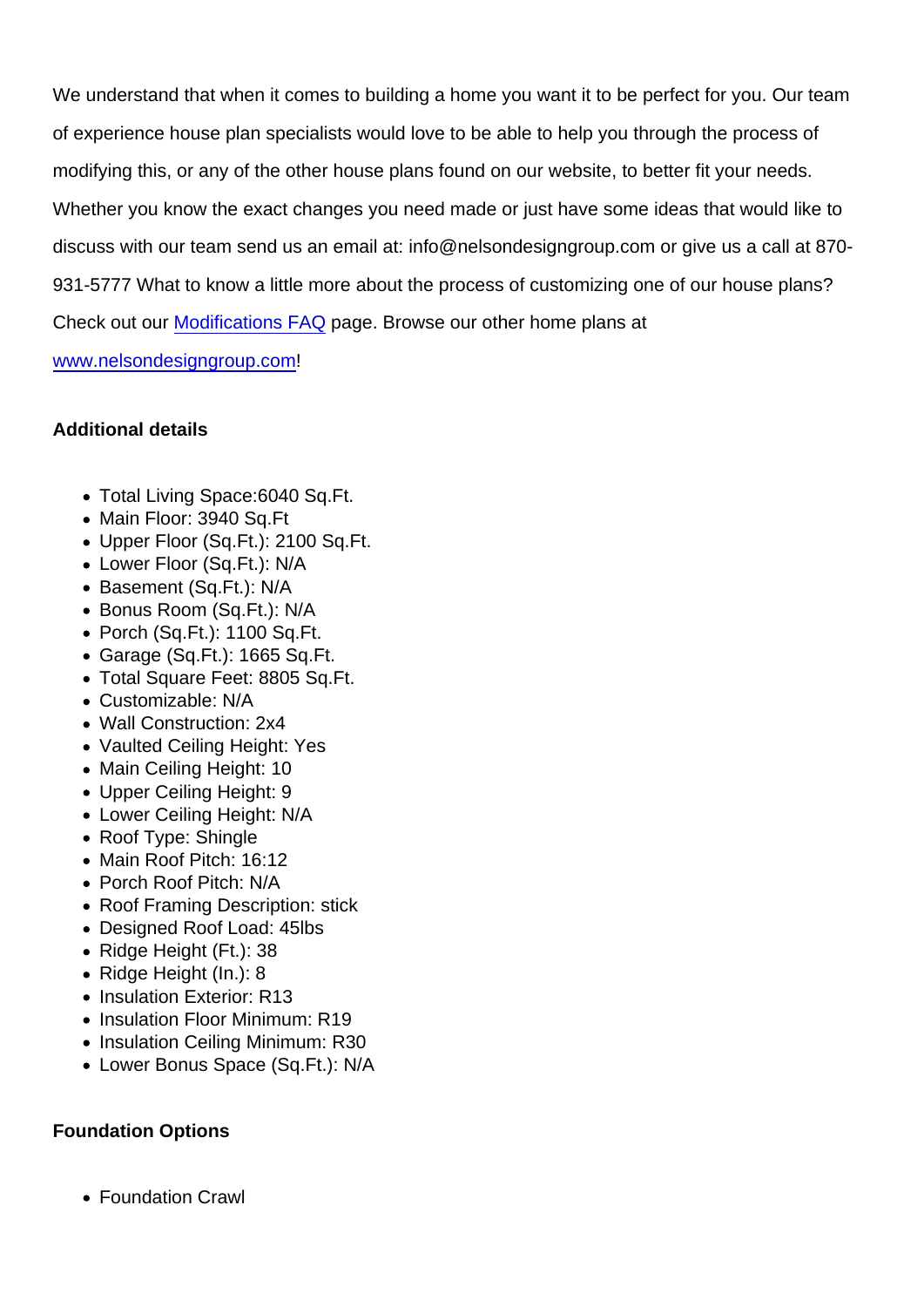We understand that when it comes to building a home you want it to be perfect for you. Our team of experience house plan specialists would love to be able to help you through the process of modifying this, or any of the other house plans found on our website, to better fit your needs. Whether you know the exact changes you need made or just have some ideas that would like to discuss with our team send us an email at: info@nelsondesigngroup.com or give us a call at 870-931-5777 What to know a little more about the process of customizing one of our house plans? Check out our [Modifications FAQ]() page. Browse our other home plans at [www.nelsondesigngroup.com](www.nelsondesigngroup.com)!

**Additional details**

- Total Living Space:6040 Sq.Ft.
- Main Floor: 3940 Sq.Ft
- Upper Floor (Sq.Ft.): 2100 Sq.Ft.
- Lower Floor (Sq.Ft.): N/A
- Basement (Sq.Ft.): N/A
- Bonus Room (Sq.Ft.): N/A
- Porch (Sq.Ft.): 1100 Sq.Ft.
- Garage (Sq.Ft.): 1665 Sq.Ft.
- Total Square Feet: 8805 Sq.Ft.
- Customizable: N/A
- Wall Construction: 2x4
- Vaulted Ceiling Height: Yes
- Main Ceiling Height: 10
- Upper Ceiling Height: 9
- Lower Ceiling Height: N/A
- Roof Type: Shingle
- Main Roof Pitch: 16:12
- Porch Roof Pitch: N/A
- Roof Framing Description: stick
- Designed Roof Load: 45lbs
- Ridge Height (Ft.): 38
- Ridge Height (In.): 8
- Insulation Exterior: R13
- Insulation Floor Minimum: R19
- Insulation Ceiling Minimum: R30
- Lower Bonus Space (Sq.Ft.): N/A

**Foundation Options**

- Foundation Crawl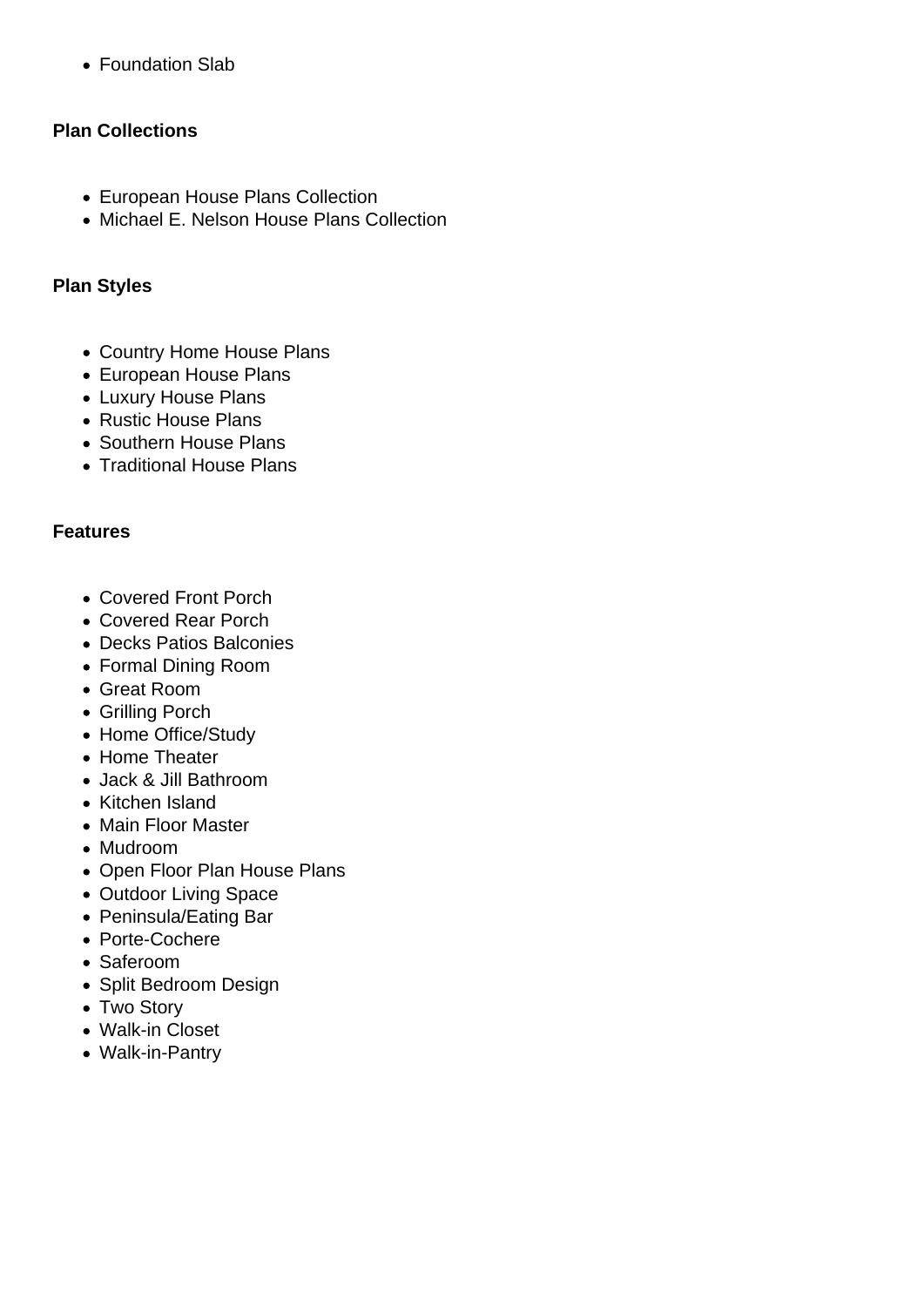- Foundation Slab

**Plan Collections**

- European House Plans Collection
- Michael E. Nelson House Plans Collection

**Plan Styles**

- Country Home House Plans
- European House Plans
- Luxury House Plans
- Rustic House Plans
- Southern House Plans
- Traditional House Plans

**Features**

- Covered Front Porch
- Covered Rear Porch
- Decks Patios Balconies
- Formal Dining Room
- Great Room
- Grilling Porch
- Home Office/Study
- Home Theater
- Jack & Jill Bathroom
- Kitchen Island
- Main Floor Master
- Mudroom
- Open Floor Plan House Plans
- Outdoor Living Space
- Peninsula/Eating Bar
- Porte-Cochere
- Saferoom
- Split Bedroom Design
- Two Story
- Walk-in Closet
- Walk-in-Pantry